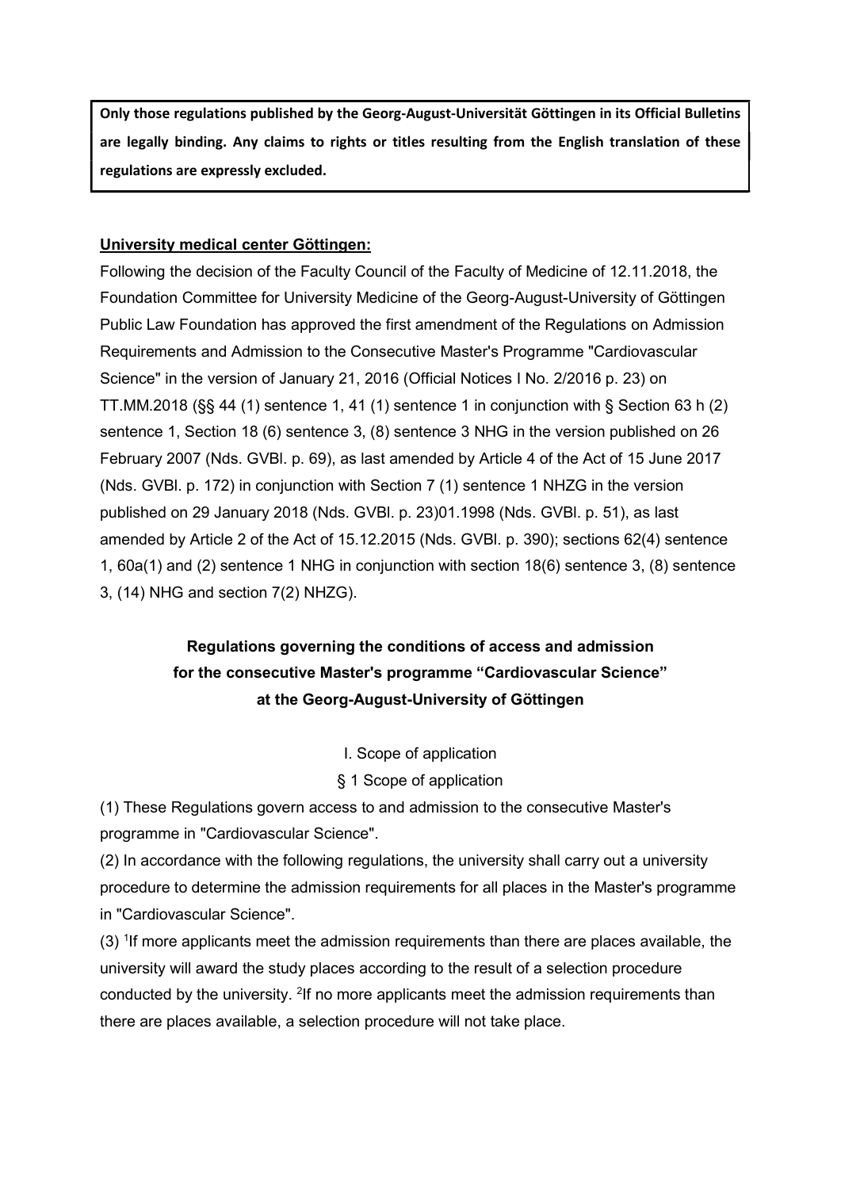**Only those regulations published by the Georg-August-Universität Göttingen in its Official Bulletins are legally binding. Any claims to rights or titles resulting from the English translation of these regulations are expressly excluded.**

**University medical center Göttingen:**

Following the decision of the Faculty Council of the Faculty of Medicine of 12.11.2018, the Foundation Committee for University Medicine of the Georg-August-University of Göttingen Public Law Foundation has approved the first amendment of the Regulations on Admission Requirements and Admission to the Consecutive Master's Programme "Cardiovascular Science" in the version of January 21, 2016 (Official Notices I No. 2/2016 p. 23) on TT.MM.2018 (§§ 44 (1) sentence 1, 41 (1) sentence 1 in conjunction with § Section 63 h (2) sentence 1, Section 18 (6) sentence 3, (8) sentence 3 NHG in the version published on 26 February 2007 (Nds. GVBl. p. 69), as last amended by Article 4 of the Act of 15 June 2017 (Nds. GVBl. p. 172) in conjunction with Section 7 (1) sentence 1 NHZG in the version published on 29 January 2018 (Nds. GVBl. p. 23)01.1998 (Nds. GVBl. p. 51), as last amended by Article 2 of the Act of 15.12.2015 (Nds. GVBl. p. 390); sections 62(4) sentence 1, 60a(1) and (2) sentence 1 NHG in conjunction with section 18(6) sentence 3, (8) sentence 3, (14) NHG and section 7(2) NHZG).

# Regulations governing the conditions of access and admission for the consecutive Master's programme "Cardiovascular Science" at the Georg-August-University of Göttingen

## I. Scope of application

### § 1 Scope of application

(1) These Regulations govern access to and admission to the consecutive Master's programme in "Cardiovascular Science".

(2) In accordance with the following regulations, the university shall carry out a university procedure to determine the admission requirements for all places in the Master's programme in "Cardiovascular Science".

(3) [1]If more applicants meet the admission requirements than there are places available, the university will award the study places according to the result of a selection procedure conducted by the university. [2]If no more applicants meet the admission requirements than there are places available, a selection procedure will not take place.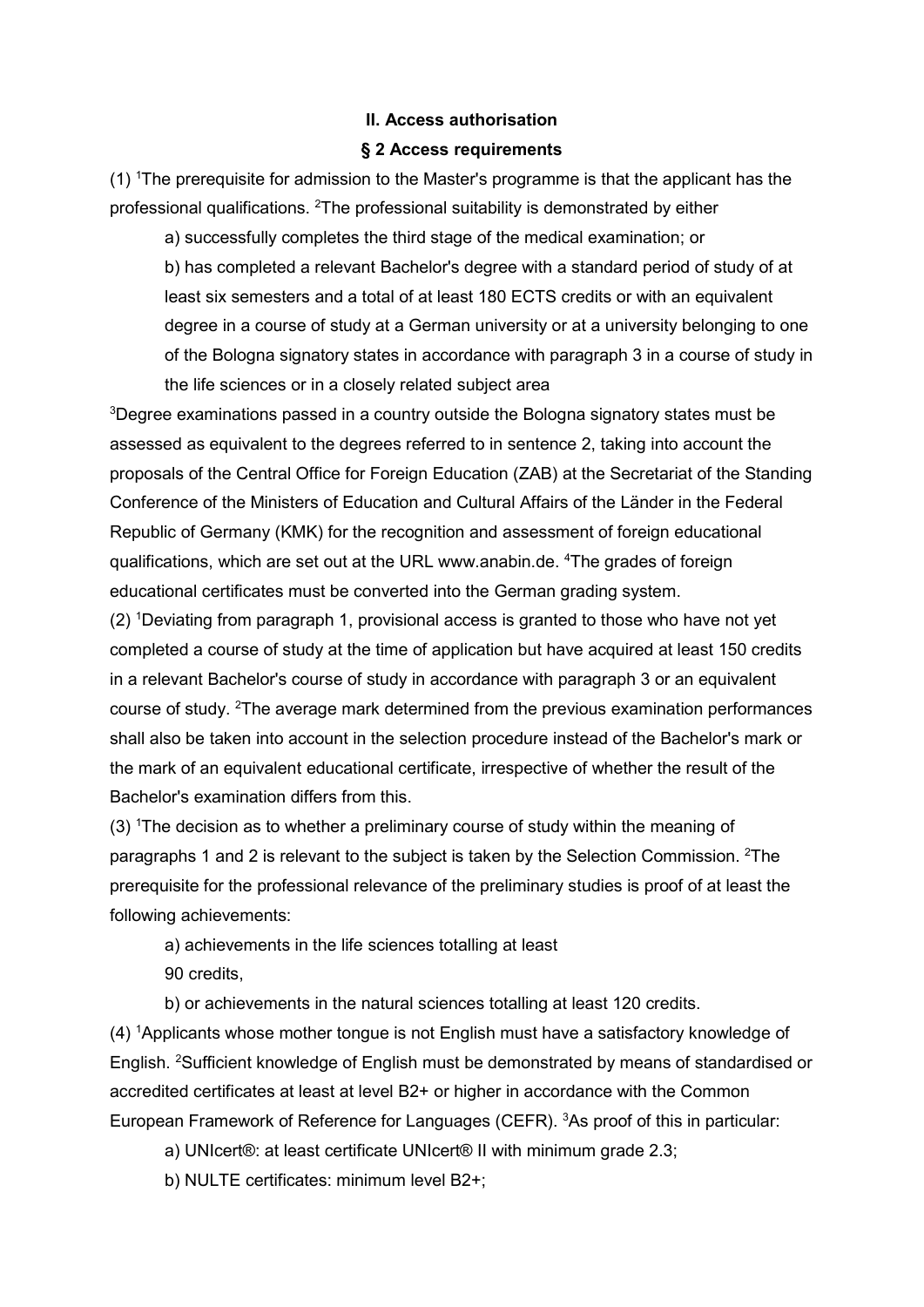## II. Access authorisation

### § 2 Access requirements

(1) [1]The prerequisite for admission to the Master's programme is that the applicant has the professional qualifications. [2]The professional suitability is demonstrated by either

a) successfully completes the third stage of the medical examination; or

b) has completed a relevant Bachelor's degree with a standard period of study of at least six semesters and a total of at least 180 ECTS credits or with an equivalent degree in a course of study at a German university or at a university belonging to one of the Bologna signatory states in accordance with paragraph 3 in a course of study in the life sciences or in a closely related subject area

[3]Degree examinations passed in a country outside the Bologna signatory states must be assessed as equivalent to the degrees referred to in sentence 2, taking into account the proposals of the Central Office for Foreign Education (ZAB) at the Secretariat of the Standing Conference of the Ministers of Education and Cultural Affairs of the Länder in the Federal Republic of Germany (KMK) for the recognition and assessment of foreign educational qualifications, which are set out at the URL www.anabin.de. [4]The grades of foreign educational certificates must be converted into the German grading system.

(2) [1]Deviating from paragraph 1, provisional access is granted to those who have not yet completed a course of study at the time of application but have acquired at least 150 credits in a relevant Bachelor's course of study in accordance with paragraph 3 or an equivalent course of study. [2]The average mark determined from the previous examination performances shall also be taken into account in the selection procedure instead of the Bachelor's mark or the mark of an equivalent educational certificate, irrespective of whether the result of the Bachelor's examination differs from this.

(3) [1]The decision as to whether a preliminary course of study within the meaning of paragraphs 1 and 2 is relevant to the subject is taken by the Selection Commission. [2]The prerequisite for the professional relevance of the preliminary studies is proof of at least the following achievements:

a) achievements in the life sciences totalling at least 90 credits,

b) or achievements in the natural sciences totalling at least 120 credits.

(4) [1]Applicants whose mother tongue is not English must have a satisfactory knowledge of English. [2]Sufficient knowledge of English must be demonstrated by means of standardised or accredited certificates at least at level B2+ or higher in accordance with the Common European Framework of Reference for Languages (CEFR). [3]As proof of this in particular:

a) UNIcert®: at least certificate UNIcert® II with minimum grade 2.3;

b) NULTE certificates: minimum level B2+;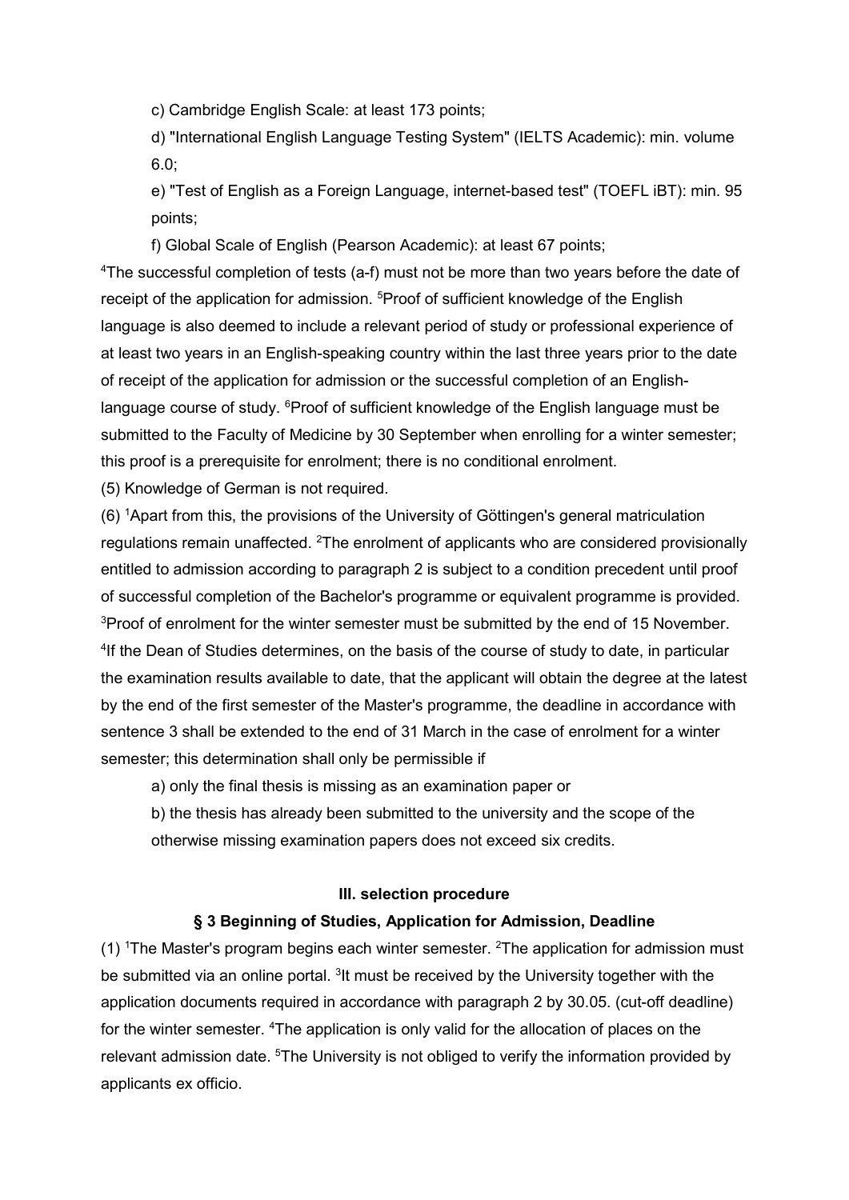c) Cambridge English Scale: at least 173 points;

d) "International English Language Testing System" (IELTS Academic): min. volume 6.0;

e) "Test of English as a Foreign Language, internet-based test" (TOEFL iBT): min. 95 points;

f) Global Scale of English (Pearson Academic): at least 67 points;

[4]The successful completion of tests (a-f) must not be more than two years before the date of receipt of the application for admission. [5]Proof of sufficient knowledge of the English language is also deemed to include a relevant period of study or professional experience of at least two years in an English-speaking country within the last three years prior to the date of receipt of the application for admission or the successful completion of an English-language course of study. [6]Proof of sufficient knowledge of the English language must be submitted to the Faculty of Medicine by 30 September when enrolling for a winter semester; this proof is a prerequisite for enrolment; there is no conditional enrolment.

(5) Knowledge of German is not required.

(6) [1]Apart from this, the provisions of the University of Göttingen's general matriculation regulations remain unaffected. [2]The enrolment of applicants who are considered provisionally entitled to admission according to paragraph 2 is subject to a condition precedent until proof of successful completion of the Bachelor's programme or equivalent programme is provided. [3]Proof of enrolment for the winter semester must be submitted by the end of 15 November. [4]If the Dean of Studies determines, on the basis of the course of study to date, in particular the examination results available to date, that the applicant will obtain the degree at the latest by the end of the first semester of the Master's programme, the deadline in accordance with sentence 3 shall be extended to the end of 31 March in the case of enrolment for a winter semester; this determination shall only be permissible if

a) only the final thesis is missing as an examination paper or

b) the thesis has already been submitted to the university and the scope of the otherwise missing examination papers does not exceed six credits.

## III. selection procedure

### § 3 Beginning of Studies, Application for Admission, Deadline

(1) [1]The Master's program begins each winter semester. [2]The application for admission must be submitted via an online portal. [3]It must be received by the University together with the application documents required in accordance with paragraph 2 by 30.05. (cut-off deadline) for the winter semester. [4]The application is only valid for the allocation of places on the relevant admission date. [5]The University is not obliged to verify the information provided by applicants ex officio.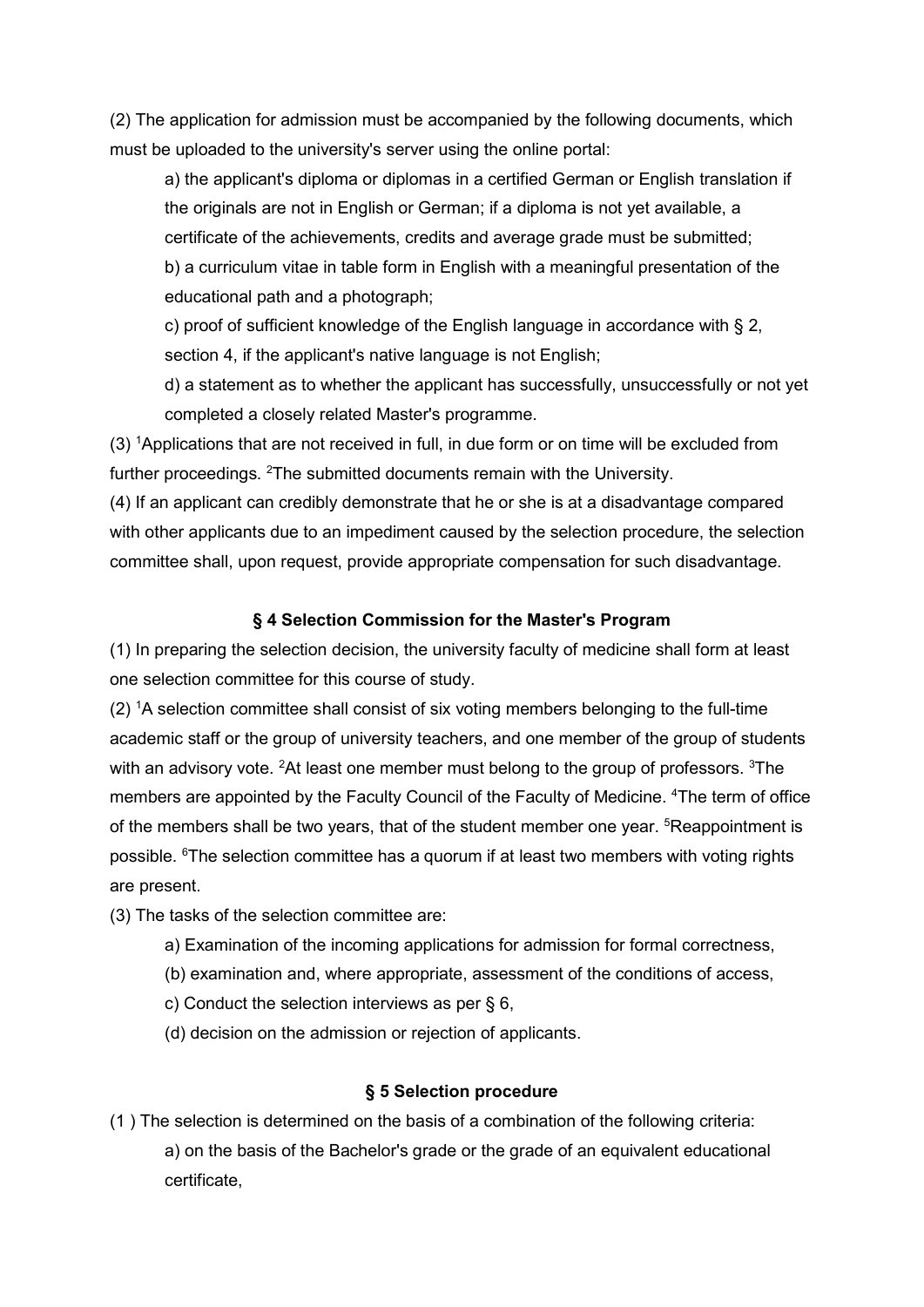(2) The application for admission must be accompanied by the following documents, which must be uploaded to the university's server using the online portal:

a) the applicant's diploma or diplomas in a certified German or English translation if the originals are not in English or German; if a diploma is not yet available, a certificate of the achievements, credits and average grade must be submitted;

b) a curriculum vitae in table form in English with a meaningful presentation of the educational path and a photograph;

c) proof of sufficient knowledge of the English language in accordance with § 2, section 4, if the applicant's native language is not English;

d) a statement as to whether the applicant has successfully, unsuccessfully or not yet completed a closely related Master's programme.

(3) [1]Applications that are not received in full, in due form or on time will be excluded from further proceedings. [2]The submitted documents remain with the University.

(4) If an applicant can credibly demonstrate that he or she is at a disadvantage compared with other applicants due to an impediment caused by the selection procedure, the selection committee shall, upon request, provide appropriate compensation for such disadvantage.

### § 4 Selection Commission for the Master's Program

(1) In preparing the selection decision, the university faculty of medicine shall form at least one selection committee for this course of study.

(2) [1]A selection committee shall consist of six voting members belonging to the full-time academic staff or the group of university teachers, and one member of the group of students with an advisory vote. [2]At least one member must belong to the group of professors. [3]The members are appointed by the Faculty Council of the Faculty of Medicine. [4]The term of office of the members shall be two years, that of the student member one year. [5]Reappointment is possible. [6]The selection committee has a quorum if at least two members with voting rights are present.

(3) The tasks of the selection committee are:

a) Examination of the incoming applications for admission for formal correctness,

(b) examination and, where appropriate, assessment of the conditions of access,

c) Conduct the selection interviews as per § 6,

(d) decision on the admission or rejection of applicants.

### § 5 Selection procedure

(1 ) The selection is determined on the basis of a combination of the following criteria:

a) on the basis of the Bachelor's grade or the grade of an equivalent educational certificate,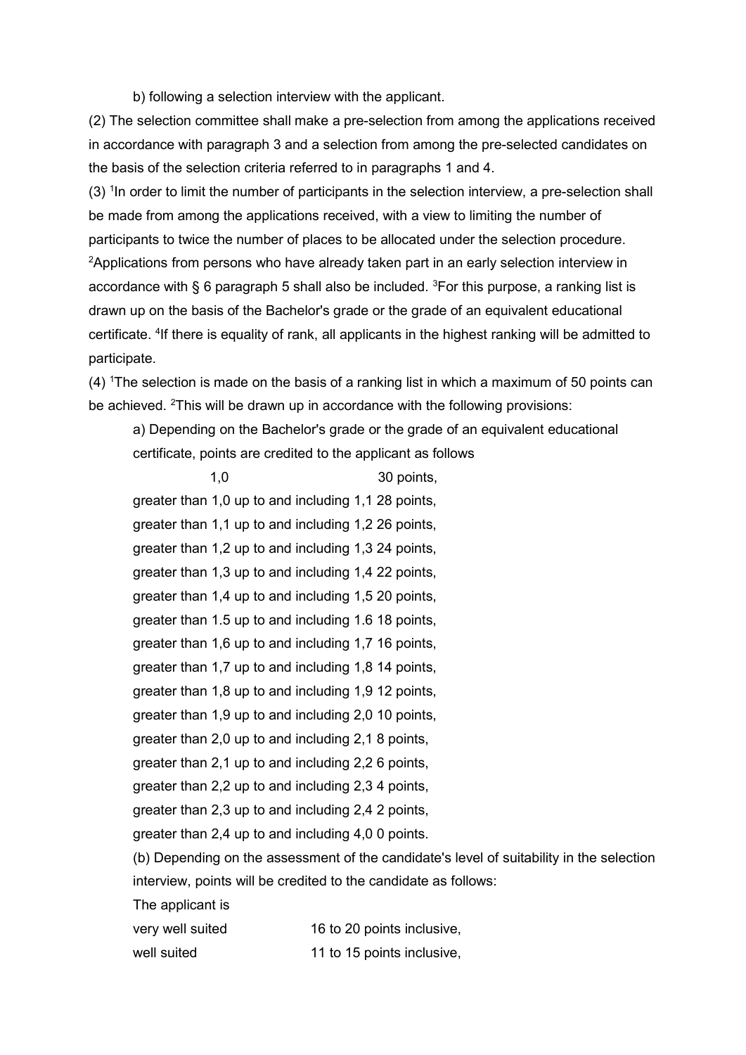b) following a selection interview with the applicant.

(2) The selection committee shall make a pre-selection from among the applications received in accordance with paragraph 3 and a selection from among the pre-selected candidates on the basis of the selection criteria referred to in paragraphs 1 and 4.

(3) [1]In order to limit the number of participants in the selection interview, a pre-selection shall be made from among the applications received, with a view to limiting the number of participants to twice the number of places to be allocated under the selection procedure. [2]Applications from persons who have already taken part in an early selection interview in accordance with § 6 paragraph 5 shall also be included. [3]For this purpose, a ranking list is drawn up on the basis of the Bachelor's grade or the grade of an equivalent educational certificate. [4]If there is equality of rank, all applicants in the highest ranking will be admitted to participate.

(4) [1]The selection is made on the basis of a ranking list in which a maximum of 50 points can be achieved. [2]This will be drawn up in accordance with the following provisions:

a) Depending on the Bachelor's grade or the grade of an equivalent educational certificate, points are credited to the applicant as follows

| | |
|---|---|
| 1,0 | 30 points, |
| greater than 1,0 up to and including 1,1 | 28 points, |
| greater than 1,1 up to and including 1,2 | 26 points, |
| greater than 1,2 up to and including 1,3 | 24 points, |
| greater than 1,3 up to and including 1,4 | 22 points, |
| greater than 1,4 up to and including 1,5 | 20 points, |
| greater than 1.5 up to and including 1.6 | 18 points, |
| greater than 1,6 up to and including 1,7 | 16 points, |
| greater than 1,7 up to and including 1,8 | 14 points, |
| greater than 1,8 up to and including 1,9 | 12 points, |
| greater than 1,9 up to and including 2,0 | 10 points, |
| greater than 2,0 up to and including 2,1 | 8 points, |
| greater than 2,1 up to and including 2,2 | 6 points, |
| greater than 2,2 up to and including 2,3 | 4 points, |
| greater than 2,3 up to and including 2,4 | 2 points, |
| greater than 2,4 up to and including 4,0 | 0 points. |

(b) Depending on the assessment of the candidate's level of suitability in the selection interview, points will be credited to the candidate as follows:

The applicant is

| | |
|---|---|
| very well suited | 16 to 20 points inclusive, |
| well suited | 11 to 15 points inclusive, |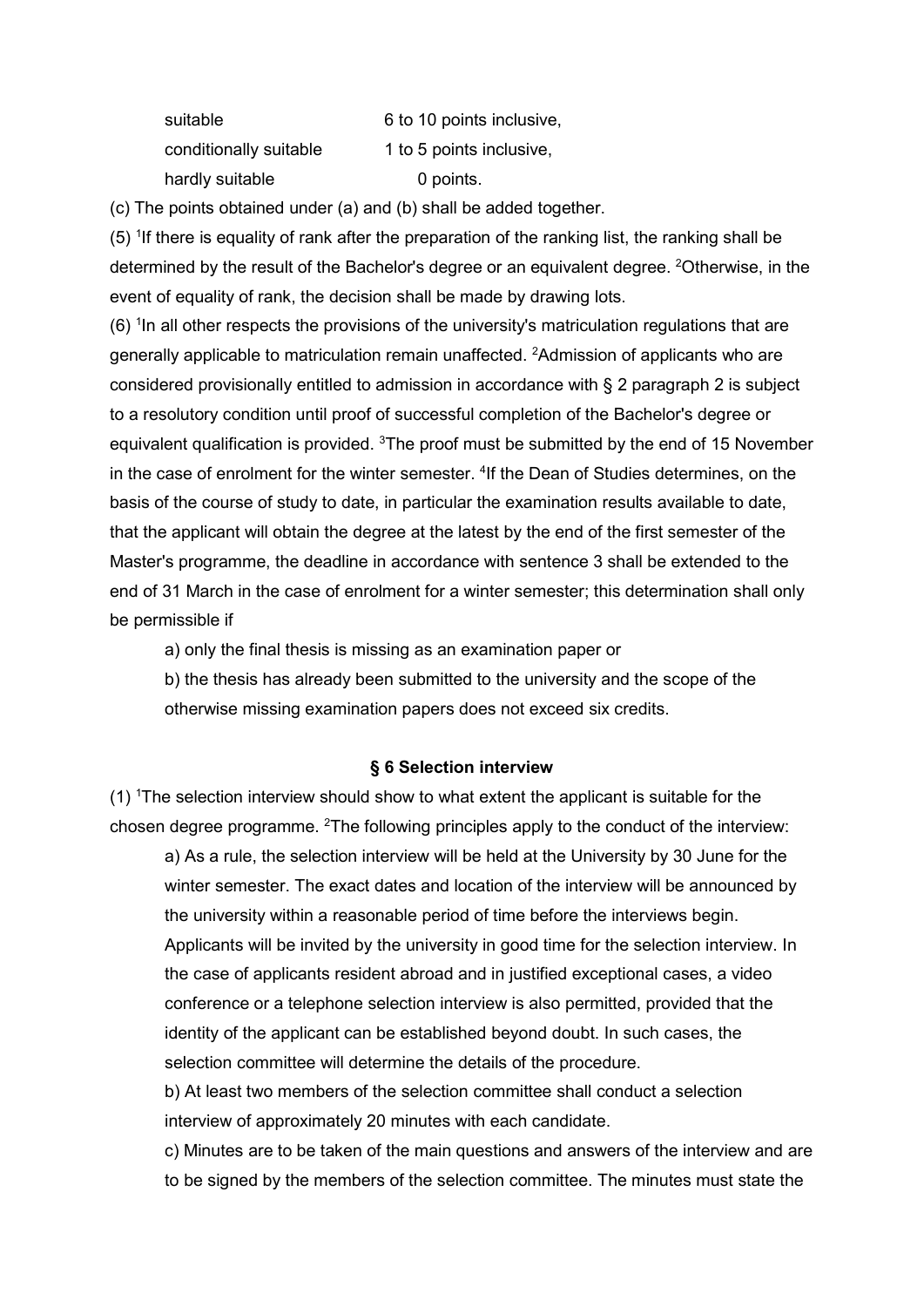| | |
|---|---|
| suitable | 6 to 10 points inclusive, |
| conditionally suitable | 1 to 5 points inclusive, |
| hardly suitable | 0 points. |

(c) The points obtained under (a) and (b) shall be added together.

(5) [1]If there is equality of rank after the preparation of the ranking list, the ranking shall be determined by the result of the Bachelor's degree or an equivalent degree. [2]Otherwise, in the event of equality of rank, the decision shall be made by drawing lots.

(6) [1]In all other respects the provisions of the university's matriculation regulations that are generally applicable to matriculation remain unaffected. [2]Admission of applicants who are considered provisionally entitled to admission in accordance with § 2 paragraph 2 is subject to a resolutory condition until proof of successful completion of the Bachelor's degree or equivalent qualification is provided. [3]The proof must be submitted by the end of 15 November in the case of enrolment for the winter semester. [4]If the Dean of Studies determines, on the basis of the course of study to date, in particular the examination results available to date, that the applicant will obtain the degree at the latest by the end of the first semester of the Master's programme, the deadline in accordance with sentence 3 shall be extended to the end of 31 March in the case of enrolment for a winter semester; this determination shall only be permissible if

a) only the final thesis is missing as an examination paper or

b) the thesis has already been submitted to the university and the scope of the otherwise missing examination papers does not exceed six credits.

### § 6 Selection interview

(1) [1]The selection interview should show to what extent the applicant is suitable for the chosen degree programme. [2]The following principles apply to the conduct of the interview:

a) As a rule, the selection interview will be held at the University by 30 June for the winter semester. The exact dates and location of the interview will be announced by the university within a reasonable period of time before the interviews begin. Applicants will be invited by the university in good time for the selection interview. In the case of applicants resident abroad and in justified exceptional cases, a video conference or a telephone selection interview is also permitted, provided that the identity of the applicant can be established beyond doubt. In such cases, the selection committee will determine the details of the procedure.

b) At least two members of the selection committee shall conduct a selection interview of approximately 20 minutes with each candidate.

c) Minutes are to be taken of the main questions and answers of the interview and are to be signed by the members of the selection committee. The minutes must state the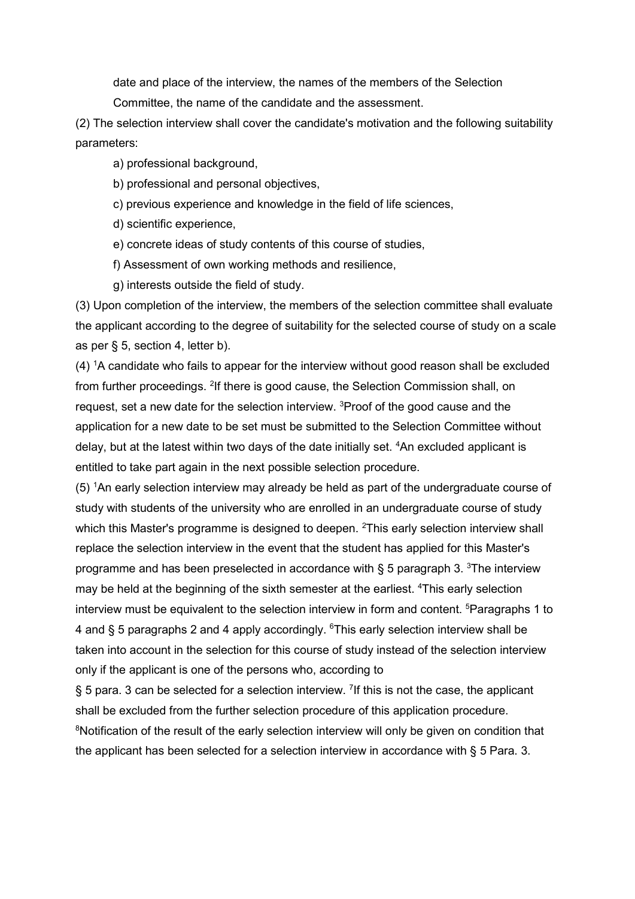date and place of the interview, the names of the members of the Selection Committee, the name of the candidate and the assessment.

(2) The selection interview shall cover the candidate's motivation and the following suitability parameters:

a) professional background,

b) professional and personal objectives,

c) previous experience and knowledge in the field of life sciences,

d) scientific experience,

e) concrete ideas of study contents of this course of studies,

f) Assessment of own working methods and resilience,

g) interests outside the field of study.

(3) Upon completion of the interview, the members of the selection committee shall evaluate the applicant according to the degree of suitability for the selected course of study on a scale as per § 5, section 4, letter b).

(4) [1]A candidate who fails to appear for the interview without good reason shall be excluded from further proceedings. [2]If there is good cause, the Selection Commission shall, on request, set a new date for the selection interview. [3]Proof of the good cause and the application for a new date to be set must be submitted to the Selection Committee without delay, but at the latest within two days of the date initially set. [4]An excluded applicant is entitled to take part again in the next possible selection procedure.

(5) [1]An early selection interview may already be held as part of the undergraduate course of study with students of the university who are enrolled in an undergraduate course of study which this Master's programme is designed to deepen. [2]This early selection interview shall replace the selection interview in the event that the student has applied for this Master's programme and has been preselected in accordance with § 5 paragraph 3. [3]The interview may be held at the beginning of the sixth semester at the earliest. [4]This early selection interview must be equivalent to the selection interview in form and content. [5]Paragraphs 1 to 4 and § 5 paragraphs 2 and 4 apply accordingly. [6]This early selection interview shall be taken into account in the selection for this course of study instead of the selection interview only if the applicant is one of the persons who, according to § 5 para. 3 can be selected for a selection interview. [7]If this is not the case, the applicant shall be excluded from the further selection procedure of this application procedure. [8]Notification of the result of the early selection interview will only be given on condition that the applicant has been selected for a selection interview in accordance with § 5 Para. 3.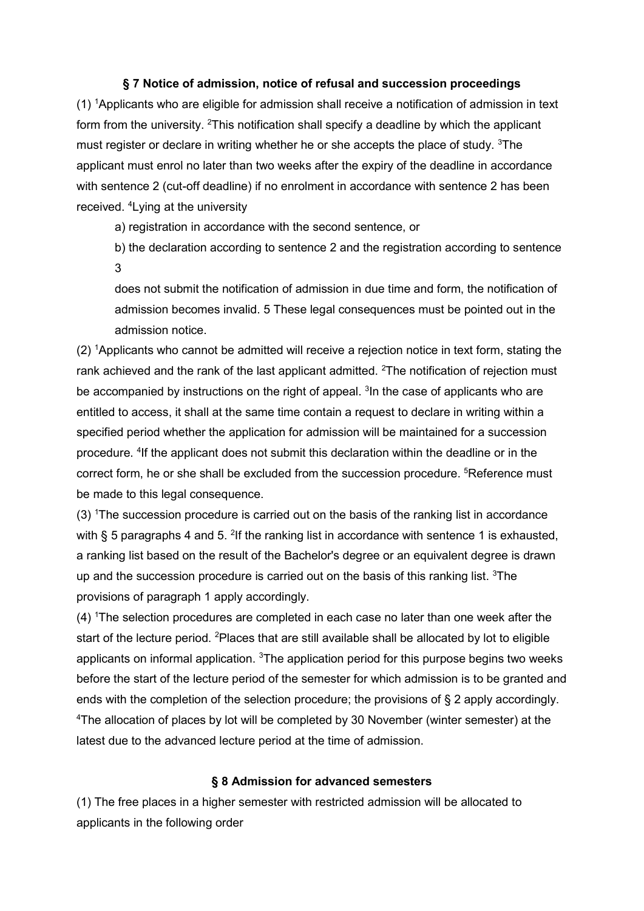### § 7 Notice of admission, notice of refusal and succession proceedings

(1) [1]Applicants who are eligible for admission shall receive a notification of admission in text form from the university. [2]This notification shall specify a deadline by which the applicant must register or declare in writing whether he or she accepts the place of study. [3]The applicant must enrol no later than two weeks after the expiry of the deadline in accordance with sentence 2 (cut-off deadline) if no enrolment in accordance with sentence 2 has been received. [4]Lying at the university

a) registration in accordance with the second sentence, or

b) the declaration according to sentence 2 and the registration according to sentence 3

does not submit the notification of admission in due time and form, the notification of admission becomes invalid. 5 These legal consequences must be pointed out in the admission notice.

(2) [1]Applicants who cannot be admitted will receive a rejection notice in text form, stating the rank achieved and the rank of the last applicant admitted. [2]The notification of rejection must be accompanied by instructions on the right of appeal. [3]In the case of applicants who are entitled to access, it shall at the same time contain a request to declare in writing within a specified period whether the application for admission will be maintained for a succession procedure. [4]If the applicant does not submit this declaration within the deadline or in the correct form, he or she shall be excluded from the succession procedure. [5]Reference must be made to this legal consequence.

(3) [1]The succession procedure is carried out on the basis of the ranking list in accordance with § 5 paragraphs 4 and 5. [2]If the ranking list in accordance with sentence 1 is exhausted, a ranking list based on the result of the Bachelor's degree or an equivalent degree is drawn up and the succession procedure is carried out on the basis of this ranking list. [3]The provisions of paragraph 1 apply accordingly.

(4) [1]The selection procedures are completed in each case no later than one week after the start of the lecture period. [2]Places that are still available shall be allocated by lot to eligible applicants on informal application. [3]The application period for this purpose begins two weeks before the start of the lecture period of the semester for which admission is to be granted and ends with the completion of the selection procedure; the provisions of § 2 apply accordingly. [4]The allocation of places by lot will be completed by 30 November (winter semester) at the latest due to the advanced lecture period at the time of admission.

### § 8 Admission for advanced semesters

(1) The free places in a higher semester with restricted admission will be allocated to applicants in the following order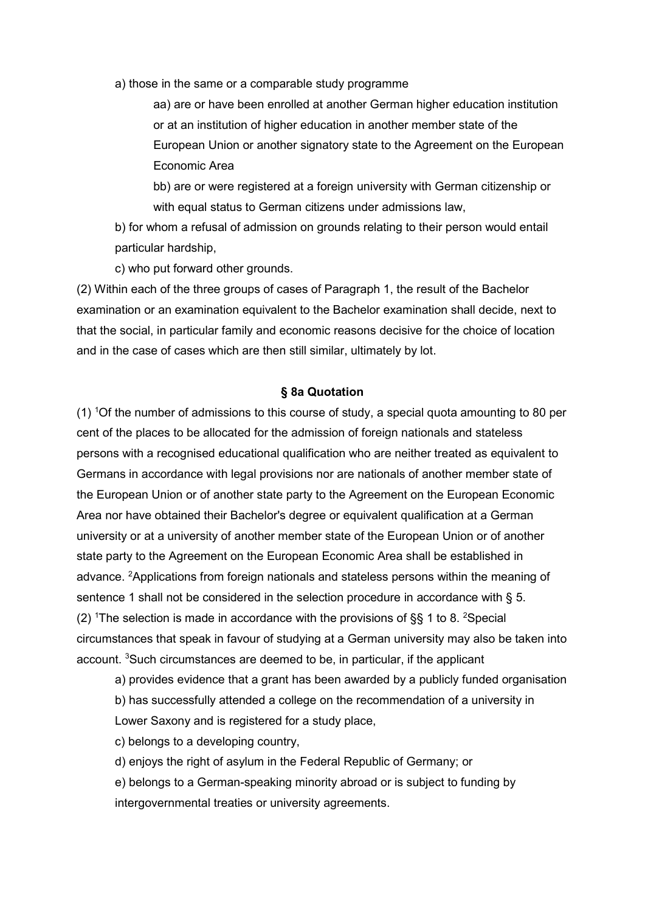a) those in the same or a comparable study programme

aa) are or have been enrolled at another German higher education institution or at an institution of higher education in another member state of the European Union or another signatory state to the Agreement on the European Economic Area

bb) are or were registered at a foreign university with German citizenship or with equal status to German citizens under admissions law,

b) for whom a refusal of admission on grounds relating to their person would entail particular hardship,

c) who put forward other grounds.

(2) Within each of the three groups of cases of Paragraph 1, the result of the Bachelor examination or an examination equivalent to the Bachelor examination shall decide, next to that the social, in particular family and economic reasons decisive for the choice of location and in the case of cases which are then still similar, ultimately by lot.

### § 8a Quotation

(1) [1]Of the number of admissions to this course of study, a special quota amounting to 80 per cent of the places to be allocated for the admission of foreign nationals and stateless persons with a recognised educational qualification who are neither treated as equivalent to Germans in accordance with legal provisions nor are nationals of another member state of the European Union or of another state party to the Agreement on the European Economic Area nor have obtained their Bachelor's degree or equivalent qualification at a German university or at a university of another member state of the European Union or of another state party to the Agreement on the European Economic Area shall be established in advance. [2]Applications from foreign nationals and stateless persons within the meaning of sentence 1 shall not be considered in the selection procedure in accordance with § 5.

(2) [1]The selection is made in accordance with the provisions of §§ 1 to 8. [2]Special circumstances that speak in favour of studying at a German university may also be taken into account. [3]Such circumstances are deemed to be, in particular, if the applicant

a) provides evidence that a grant has been awarded by a publicly funded organisation

b) has successfully attended a college on the recommendation of a university in Lower Saxony and is registered for a study place,

c) belongs to a developing country,

d) enjoys the right of asylum in the Federal Republic of Germany; or

e) belongs to a German-speaking minority abroad or is subject to funding by intergovernmental treaties or university agreements.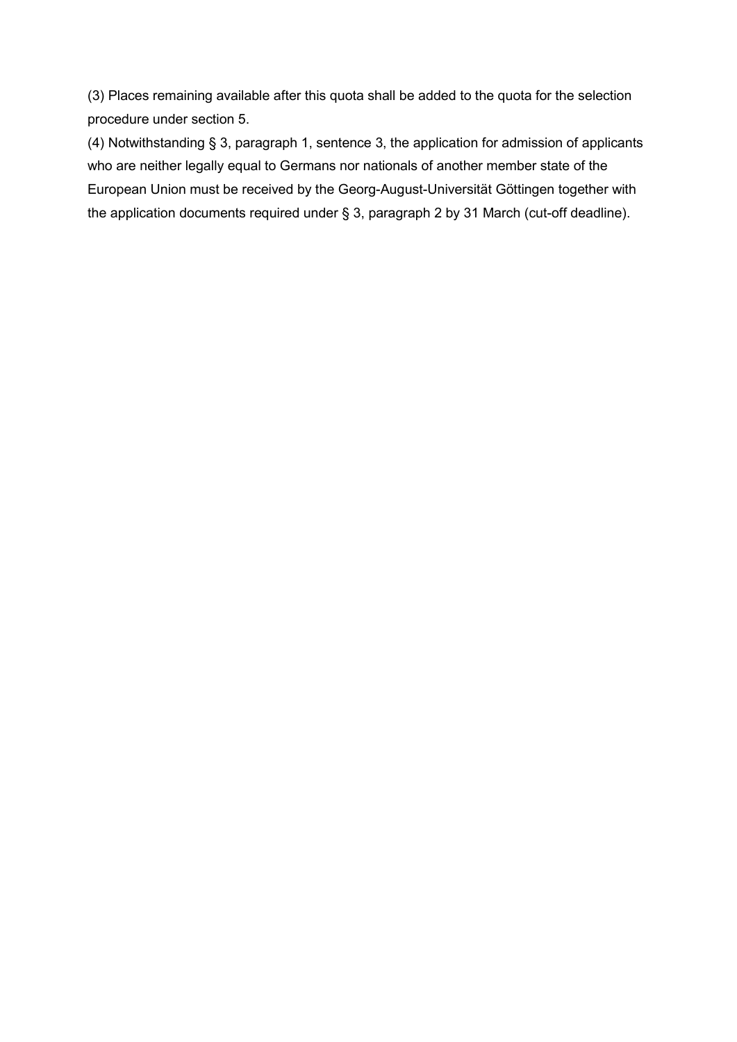(3) Places remaining available after this quota shall be added to the quota for the selection procedure under section 5.

(4) Notwithstanding § 3, paragraph 1, sentence 3, the application for admission of applicants who are neither legally equal to Germans nor nationals of another member state of the European Union must be received by the Georg-August-Universität Göttingen together with the application documents required under § 3, paragraph 2 by 31 March (cut-off deadline).